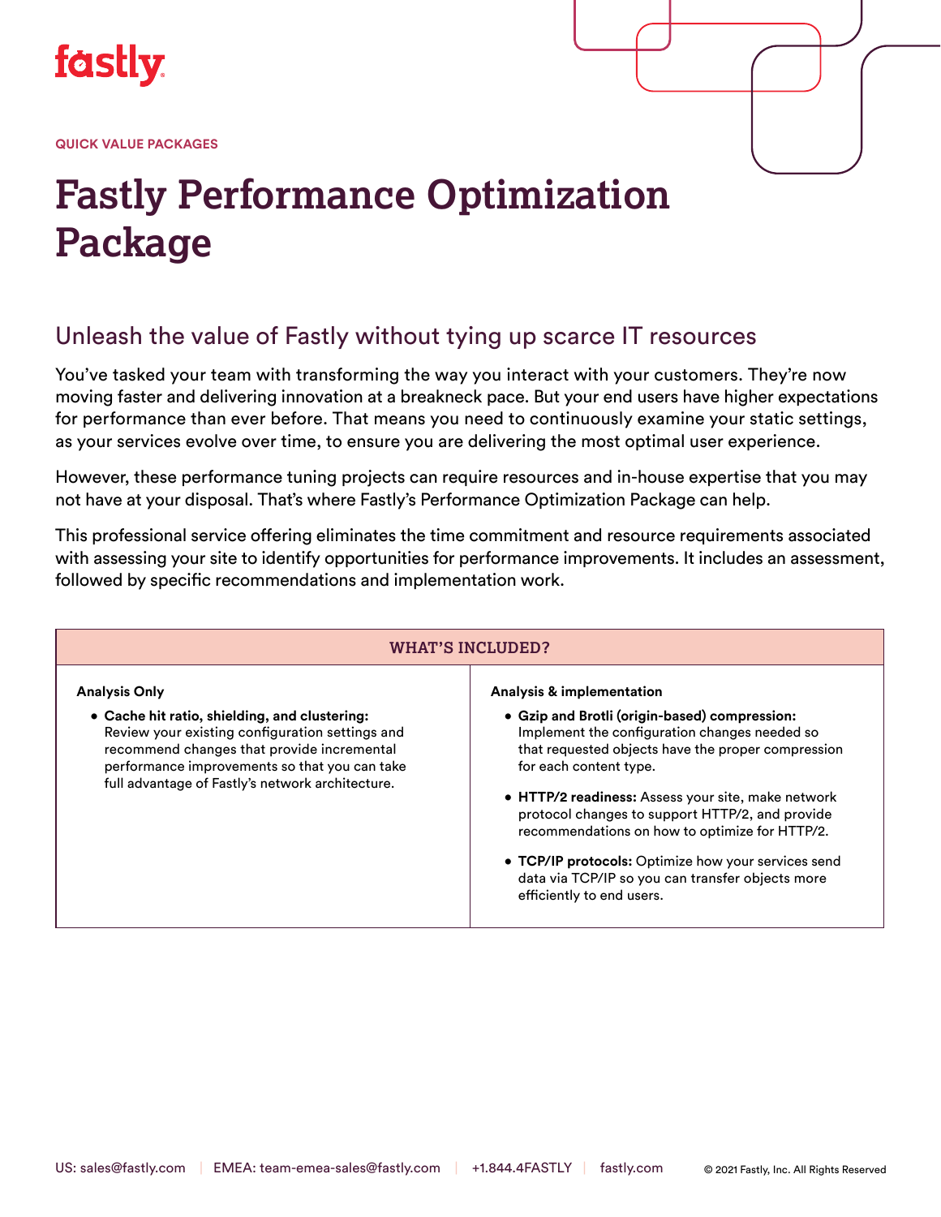fastly

QUICK VALUE PACKAGES

# Fastly Performance Optimization Package

## Unleash the value of Fastly without tying up scarce IT resources

You've tasked your team with transforming the way you interact with your customers. They're now moving faster and delivering innovation at a breakneck pace. But your end users have higher expectations for performance than ever before. That means you need to continuously examine your static settings, as your services evolve over time, to ensure you are delivering the most optimal user experience.

However, these performance tuning projects can require resources and in-house expertise that you may not have at your disposal. That's where Fastly's Performance Optimization Package can help.

This professional service offering eliminates the time commitment and resource requirements associated with assessing your site to identify opportunities for performance improvements. It includes an assessment, followed by specific recommendations and implementation work.

| WHAT'S INCLUDED? | |
|---|---|
| **Analysis Only**<br><br>• **Cache hit ratio, shielding, and clustering:** Review your existing configuration settings and recommend changes that provide incremental performance improvements so that you can take full advantage of Fastly's network architecture. | **Analysis & implementation**<br><br>• **Gzip and Brotli (origin-based) compression:** Implement the configuration changes needed so that requested objects have the proper compression for each content type.<br><br>• **HTTP/2 readiness:** Assess your site, make network protocol changes to support HTTP/2, and provide recommendations on how to optimize for HTTP/2.<br><br>• **TCP/IP protocols:** Optimize how your services send data via TCP/IP so you can transfer objects more efficiently to end users. |

US: sales@fastly.com | EMEA: team-emea-sales@fastly.com | +1.844.4FASTLY | fastly.com © 2021 Fastly, Inc. All Rights Reserved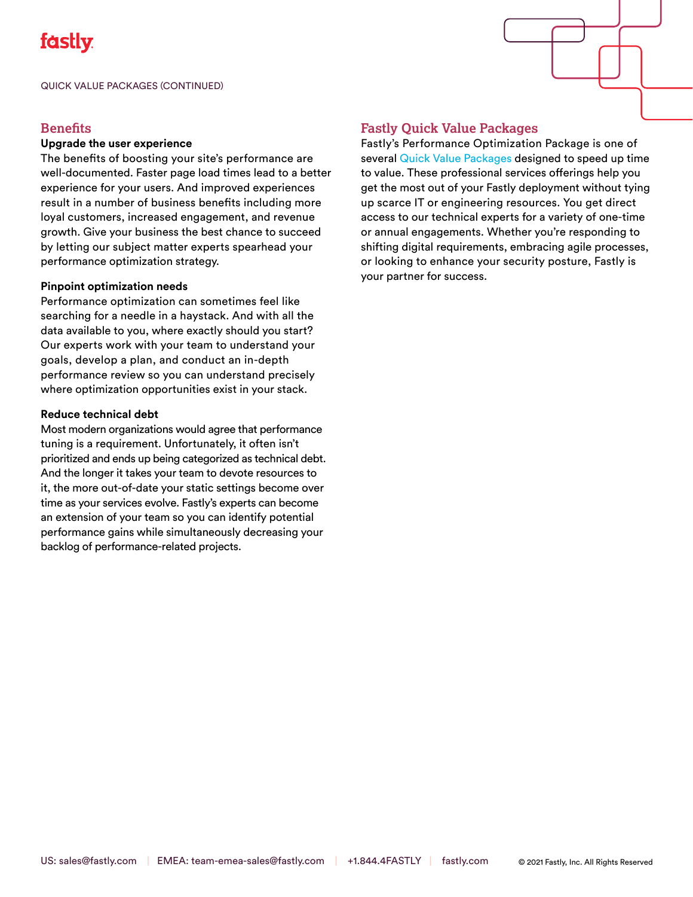QUICK VALUE PACKAGES (CONTINUED)

## Benefits

**Upgrade the user experience**

The benefits of boosting your site's performance are well-documented. Faster page load times lead to a better experience for your users. And improved experiences result in a number of business benefits including more loyal customers, increased engagement, and revenue growth. Give your business the best chance to succeed by letting our subject matter experts spearhead your performance optimization strategy.

**Pinpoint optimization needs**

Performance optimization can sometimes feel like searching for a needle in a haystack. And with all the data available to you, where exactly should you start? Our experts work with your team to understand your goals, develop a plan, and conduct an in-depth performance review so you can understand precisely where optimization opportunities exist in your stack.

**Reduce technical debt**

Most modern organizations would agree that performance tuning is a requirement. Unfortunately, it often isn't prioritized and ends up being categorized as technical debt. And the longer it takes your team to devote resources to it, the more out-of-date your static settings become over time as your services evolve. Fastly's experts can become an extension of your team so you can identify potential performance gains while simultaneously decreasing your backlog of performance-related projects.

## Fastly Quick Value Packages

Fastly's Performance Optimization Package is one of several Quick Value Packages designed to speed up time to value. These professional services offerings help you get the most out of your Fastly deployment without tying up scarce IT or engineering resources. You get direct access to our technical experts for a variety of one-time or annual engagements. Whether you're responding to shifting digital requirements, embracing agile processes, or looking to enhance your security posture, Fastly is your partner for success.

US: sales@fastly.com | EMEA: team-emea-sales@fastly.com | +1.844.4FASTLY | fastly.com

© 2021 Fastly, Inc. All Rights Reserved